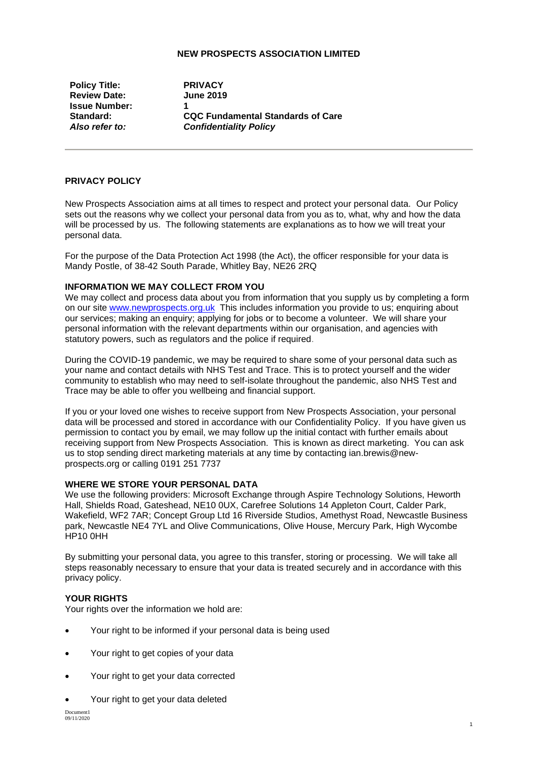**NEW PROSPECTS ASSOCIATION LIMITED**

| | |
|---|---|
| **Policy Title:** | **PRIVACY** |
| **Review Date:** | **June 2019** |
| **Issue Number:** | **1** |
| **Standard:** | **CQC Fundamental Standards of Care** |
| ***Also refer to:*** | ***Confidentiality Policy*** |

---

## PRIVACY POLICY

New Prospects Association aims at all times to respect and protect your personal data. Our Policy sets out the reasons why we collect your personal data from you as to, what, why and how the data will be processed by us. The following statements are explanations as to how we will treat your personal data.

For the purpose of the Data Protection Act 1998 (the Act), the officer responsible for your data is Mandy Postle, of 38-42 South Parade, Whitley Bay, NE26 2RQ

### INFORMATION WE MAY COLLECT FROM YOU

We may collect and process data about you from information that you supply us by completing a form on our site www.newprospects.org.uk This includes information you provide to us; enquiring about our services; making an enquiry; applying for jobs or to become a volunteer. We will share your personal information with the relevant departments within our organisation, and agencies with statutory powers, such as regulators and the police if required.

During the COVID-19 pandemic, we may be required to share some of your personal data such as your name and contact details with NHS Test and Trace. This is to protect yourself and the wider community to establish who may need to self-isolate throughout the pandemic, also NHS Test and Trace may be able to offer you wellbeing and financial support.

If you or your loved one wishes to receive support from New Prospects Association, your personal data will be processed and stored in accordance with our Confidentiality Policy. If you have given us permission to contact you by email, we may follow up the initial contact with further emails about receiving support from New Prospects Association. This is known as direct marketing. You can ask us to stop sending direct marketing materials at any time by contacting ian.brewis@new-prospects.org or calling 0191 251 7737

### WHERE WE STORE YOUR PERSONAL DATA

We use the following providers: Microsoft Exchange through Aspire Technology Solutions, Heworth Hall, Shields Road, Gateshead, NE10 0UX, Carefree Solutions 14 Appleton Court, Calder Park, Wakefield, WF2 7AR; Concept Group Ltd 16 Riverside Studios, Amethyst Road, Newcastle Business park, Newcastle NE4 7YL and Olive Communications, Olive House, Mercury Park, High Wycombe HP10 0HH

By submitting your personal data, you agree to this transfer, storing or processing. We will take all steps reasonably necessary to ensure that your data is treated securely and in accordance with this privacy policy.

### YOUR RIGHTS

Your rights over the information we hold are:

- Your right to be informed if your personal data is being used
- Your right to get copies of your data
- Your right to get your data corrected
- Your right to get your data deleted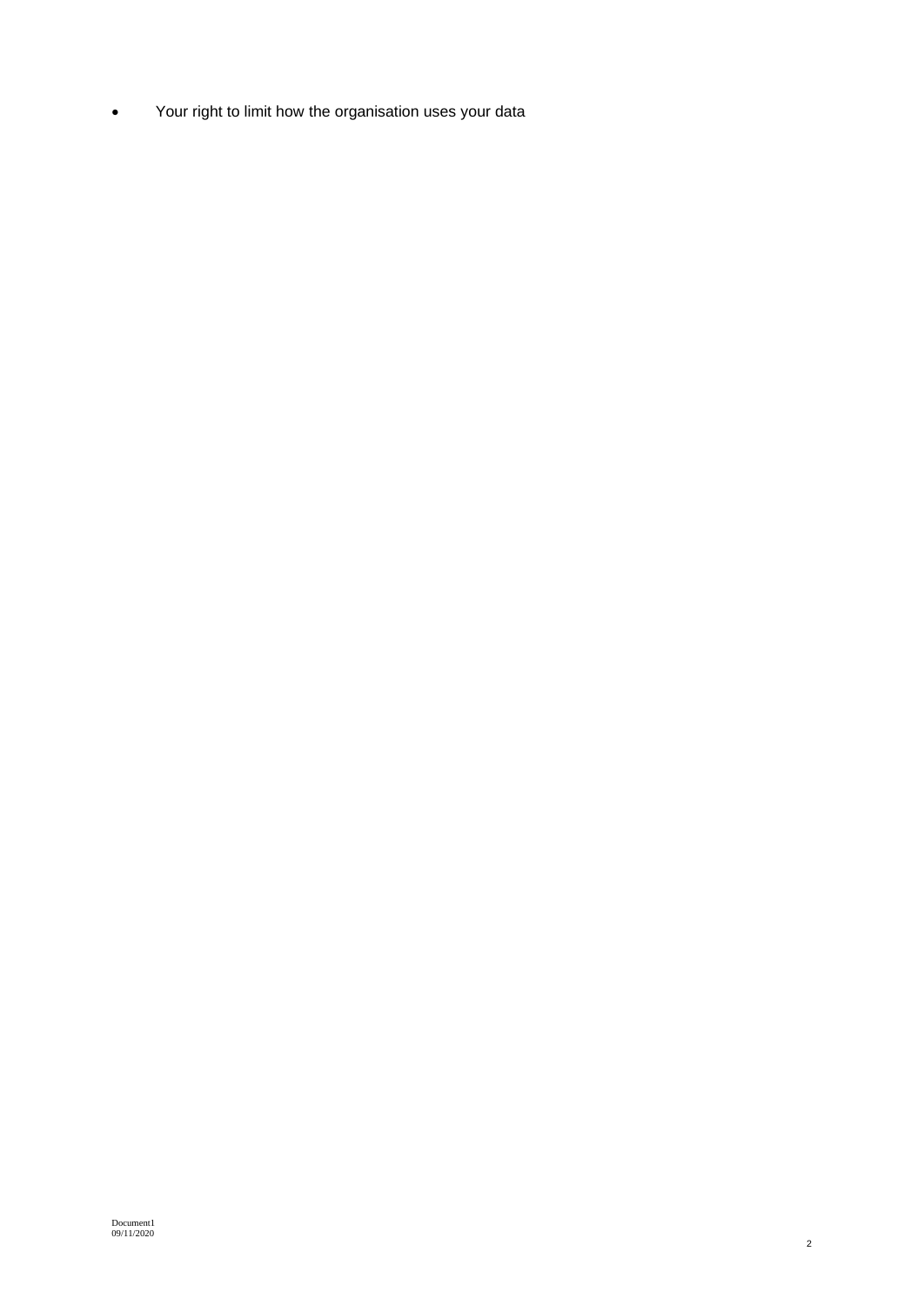- Your right to limit how the organisation uses your data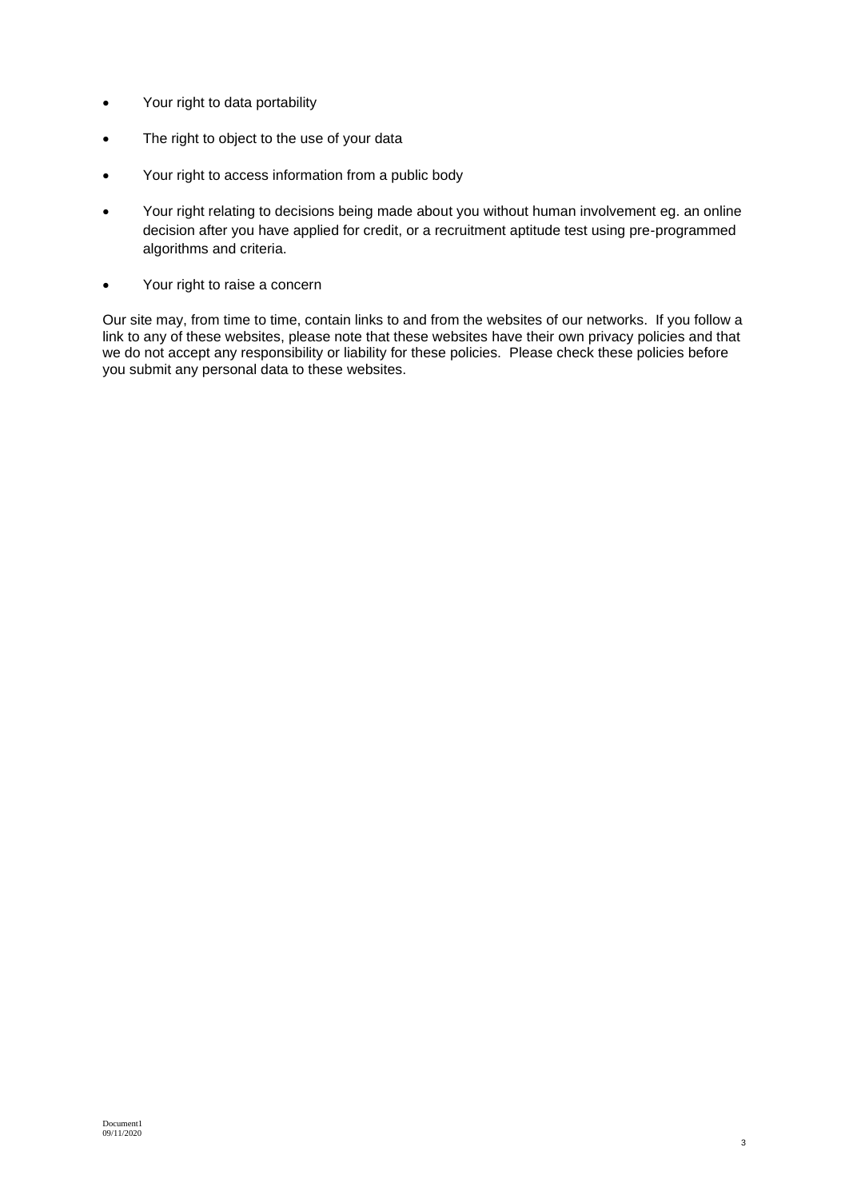- Your right to data portability
- The right to object to the use of your data
- Your right to access information from a public body
- Your right relating to decisions being made about you without human involvement eg. an online decision after you have applied for credit, or a recruitment aptitude test using pre-programmed algorithms and criteria.
- Your right to raise a concern

Our site may, from time to time, contain links to and from the websites of our networks. If you follow a link to any of these websites, please note that these websites have their own privacy policies and that we do not accept any responsibility or liability for these policies. Please check these policies before you submit any personal data to these websites.